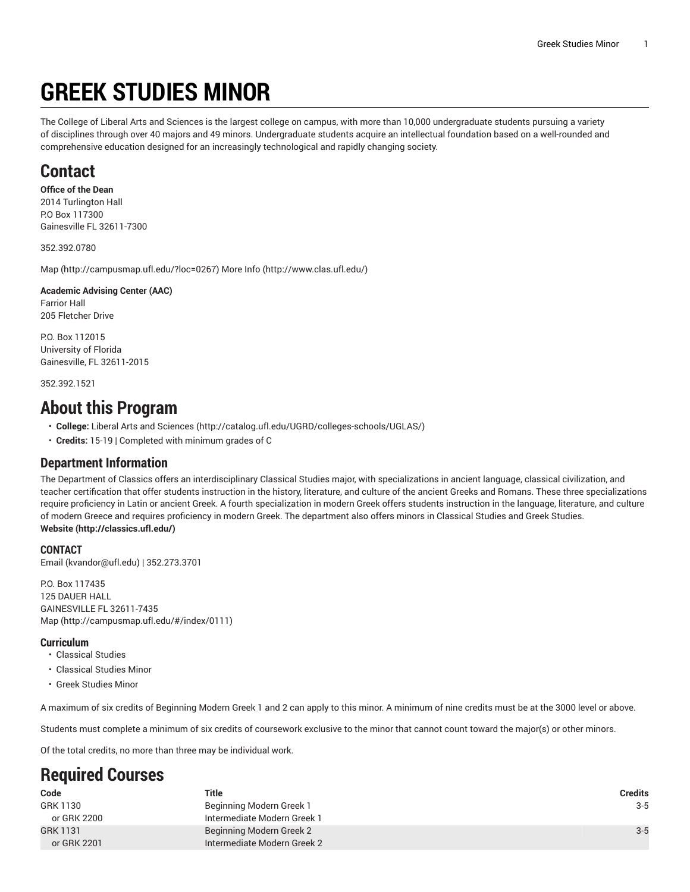# GREEK STUDIES MINOR

The College of Liberal Arts and Sciences is the largest college on campus, with more than 10,000 undergraduate students pursuing a variety of disciplines through over 40 majors and 49 minors. Undergraduate students acquire an intellectual foundation based on a well-rounded and comprehensive education designed for an increasingly technological and rapidly changing society.

## Contact

**Office of the Dean**
2014 Turlington Hall
P.O Box 117300
Gainesville FL 32611-7300

352.392.0780

Map (http://campusmap.ufl.edu/?loc=0267) More Info (http://www.clas.ufl.edu/)

**Academic Advising Center (AAC)**
Farrior Hall
205 Fletcher Drive

P.O. Box 112015
University of Florida
Gainesville, FL 32611-2015

352.392.1521

## About this Program

- **College:** Liberal Arts and Sciences (http://catalog.ufl.edu/UGRD/colleges-schools/UGLAS/)
- **Credits:** 15-19 | Completed with minimum grades of C

### Department Information

The Department of Classics offers an interdisciplinary Classical Studies major, with specializations in ancient language, classical civilization, and teacher certification that offer students instruction in the history, literature, and culture of the ancient Greeks and Romans. These three specializations require proficiency in Latin or ancient Greek. A fourth specialization in modern Greek offers students instruction in the language, literature, and culture of modern Greece and requires proficiency in modern Greek. The department also offers minors in Classical Studies and Greek Studies.
**Website (http://classics.ufl.edu/)**

#### CONTACT

Email (kvandor@ufl.edu) | 352.273.3701

P.O. Box 117435
125 DAUER HALL
GAINESVILLE FL 32611-7435
Map (http://campusmap.ufl.edu/#/index/0111)

#### Curriculum

- Classical Studies
- Classical Studies Minor
- Greek Studies Minor

A maximum of six credits of Beginning Modern Greek 1 and 2 can apply to this minor. A minimum of nine credits must be at the 3000 level or above.

Students must complete a minimum of six credits of coursework exclusive to the minor that cannot count toward the major(s) or other minors.

Of the total credits, no more than three may be individual work.

## Required Courses

| Code | Title | Credits |
|---|---|---|
| GRK 1130 | Beginning Modern Greek 1 | 3-5 |
| or GRK 2200 | Intermediate Modern Greek 1 | |
| GRK 1131 | Beginning Modern Greek 2 | 3-5 |
| or GRK 2201 | Intermediate Modern Greek 2 | |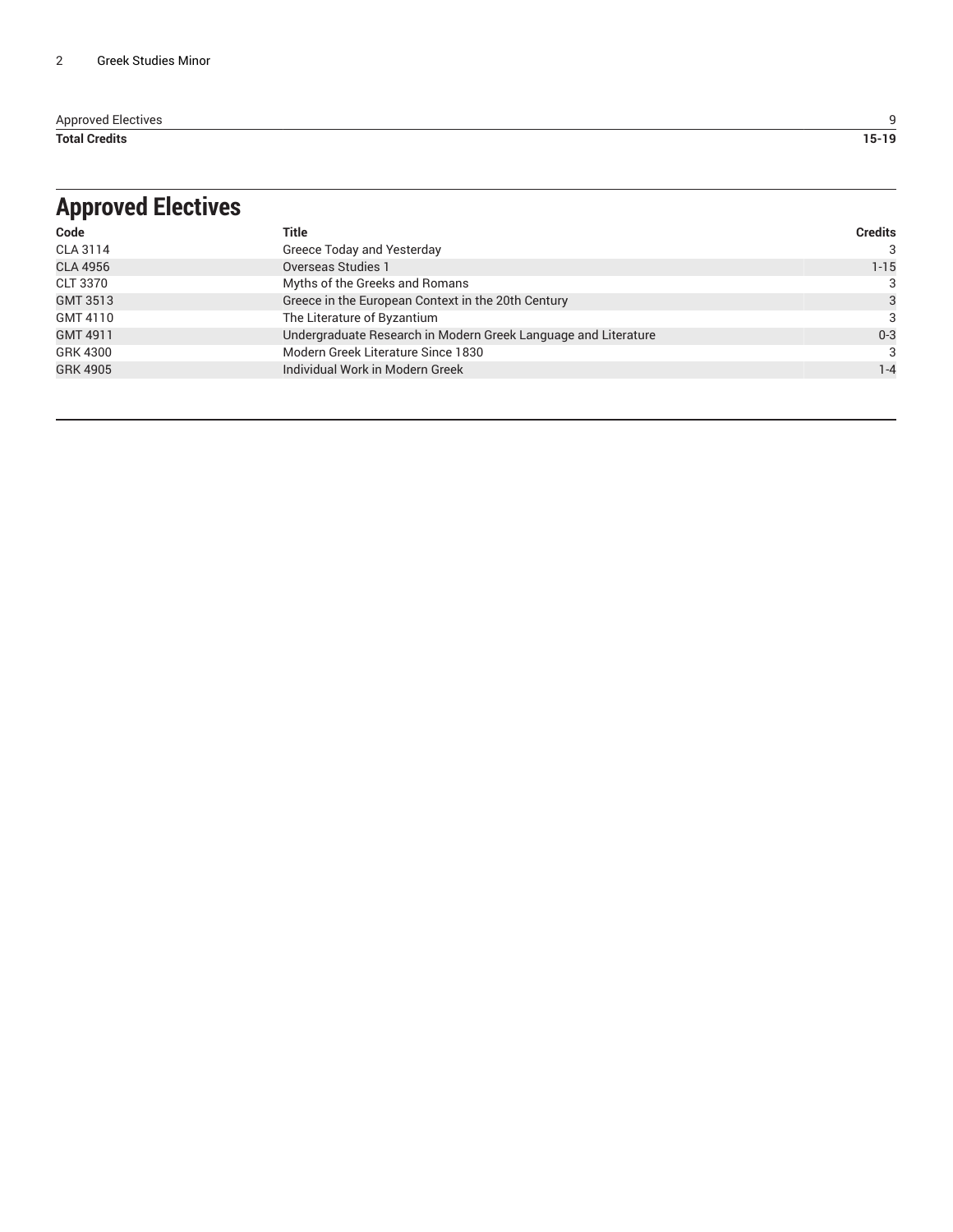| | |
|---|---|
| Approved Electives | 9 |
| **Total Credits** | **15-19** |

## Approved Electives

| Code | Title | Credits |
|---|---|---|
| CLA 3114 | Greece Today and Yesterday | 3 |
| CLA 4956 | Overseas Studies 1 | 1-15 |
| CLT 3370 | Myths of the Greeks and Romans | 3 |
| GMT 3513 | Greece in the European Context in the 20th Century | 3 |
| GMT 4110 | The Literature of Byzantium | 3 |
| GMT 4911 | Undergraduate Research in Modern Greek Language and Literature | 0-3 |
| GRK 4300 | Modern Greek Literature Since 1830 | 3 |
| GRK 4905 | Individual Work in Modern Greek | 1-4 |